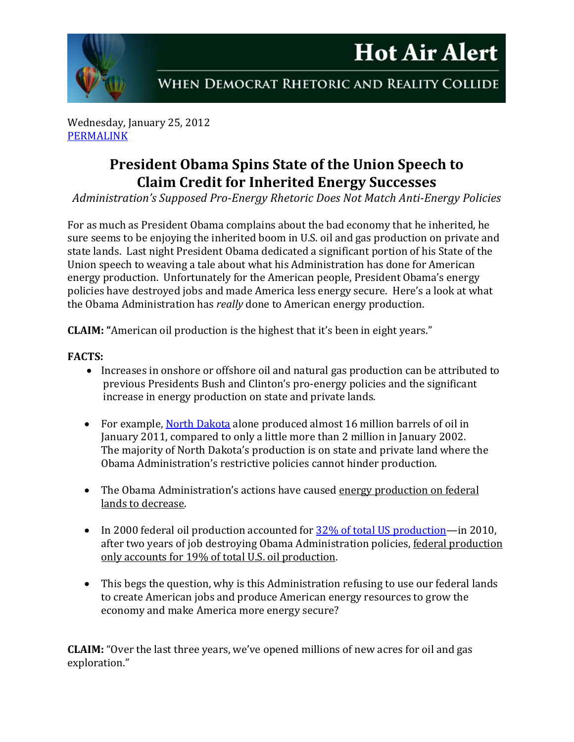# Hot Air Alert

WHEN DEMOCRAT RHETORIC AND REALITY COLLIDE

Wednesday, January 25, 2012
PERMALINK

## President Obama Spins State of the Union Speech to Claim Credit for Inherited Energy Successes

*Administration's Supposed Pro-Energy Rhetoric Does Not Match Anti-Energy Policies*

For as much as President Obama complains about the bad economy that he inherited, he sure seems to be enjoying the inherited boom in U.S. oil and gas production on private and state lands. Last night President Obama dedicated a significant portion of his State of the Union speech to weaving a tale about what his Administration has done for American energy production. Unfortunately for the American people, President Obama's energy policies have destroyed jobs and made America less energy secure. Here's a look at what the Obama Administration has *really* done to American energy production.

**CLAIM: "**American oil production is the highest that it's been in eight years."

**FACTS:**

- Increases in onshore or offshore oil and natural gas production can be attributed to previous Presidents Bush and Clinton's pro-energy policies and the significant increase in energy production on state and private lands.
- For example, North Dakota alone produced almost 16 million barrels of oil in January 2011, compared to only a little more than 2 million in January 2002. The majority of North Dakota's production is on state and private land where the Obama Administration's restrictive policies cannot hinder production.
- The Obama Administration's actions have caused energy production on federal lands to decrease.
- In 2000 federal oil production accounted for 32% of total US production—in 2010, after two years of job destroying Obama Administration policies, federal production only accounts for 19% of total U.S. oil production.
- This begs the question, why is this Administration refusing to use our federal lands to create American jobs and produce American energy resources to grow the economy and make America more energy secure?

**CLAIM:** "Over the last three years, we've opened millions of new acres for oil and gas exploration."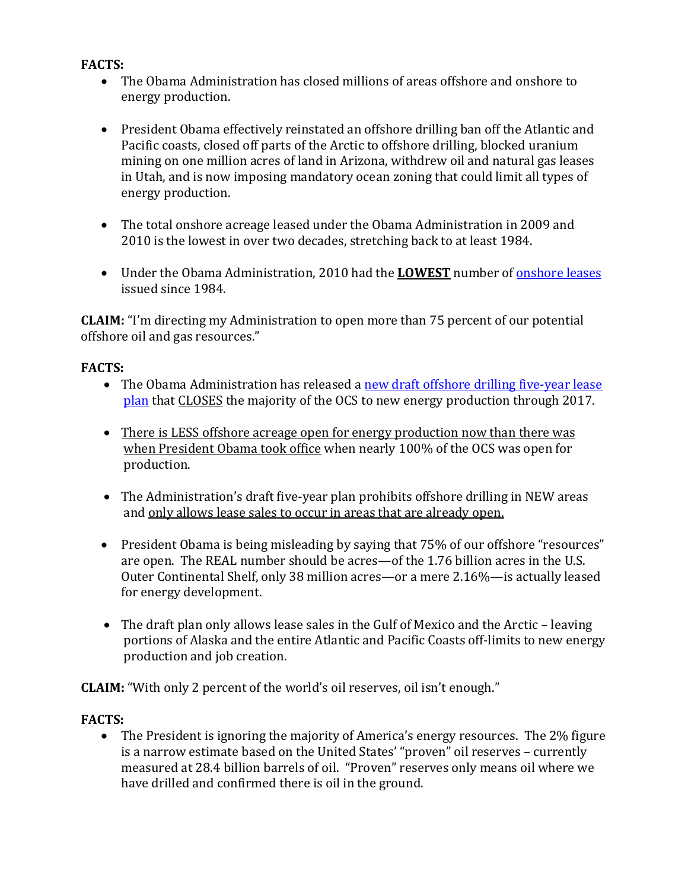**FACTS:**

- The Obama Administration has closed millions of areas offshore and onshore to energy production.

- President Obama effectively reinstated an offshore drilling ban off the Atlantic and Pacific coasts, closed off parts of the Arctic to offshore drilling, blocked uranium mining on one million acres of land in Arizona, withdrew oil and natural gas leases in Utah, and is now imposing mandatory ocean zoning that could limit all types of energy production.

- The total onshore acreage leased under the Obama Administration in 2009 and 2010 is the lowest in over two decades, stretching back to at least 1984.

- Under the Obama Administration, 2010 had the **LOWEST** number of onshore leases issued since 1984.

**CLAIM:** "I'm directing my Administration to open more than 75 percent of our potential offshore oil and gas resources."

**FACTS:**

- The Obama Administration has released a new draft offshore drilling five-year lease plan that CLOSES the majority of the OCS to new energy production through 2017.

- There is LESS offshore acreage open for energy production now than there was when President Obama took office when nearly 100% of the OCS was open for production.

- The Administration's draft five-year plan prohibits offshore drilling in NEW areas and only allows lease sales to occur in areas that are already open.

- President Obama is being misleading by saying that 75% of our offshore "resources" are open. The REAL number should be acres—of the 1.76 billion acres in the U.S. Outer Continental Shelf, only 38 million acres—or a mere 2.16%—is actually leased for energy development.

- The draft plan only allows lease sales in the Gulf of Mexico and the Arctic – leaving portions of Alaska and the entire Atlantic and Pacific Coasts off-limits to new energy production and job creation.

**CLAIM:** "With only 2 percent of the world's oil reserves, oil isn't enough."

**FACTS:**

- The President is ignoring the majority of America's energy resources. The 2% figure is a narrow estimate based on the United States' "proven" oil reserves – currently measured at 28.4 billion barrels of oil. "Proven" reserves only means oil where we have drilled and confirmed there is oil in the ground.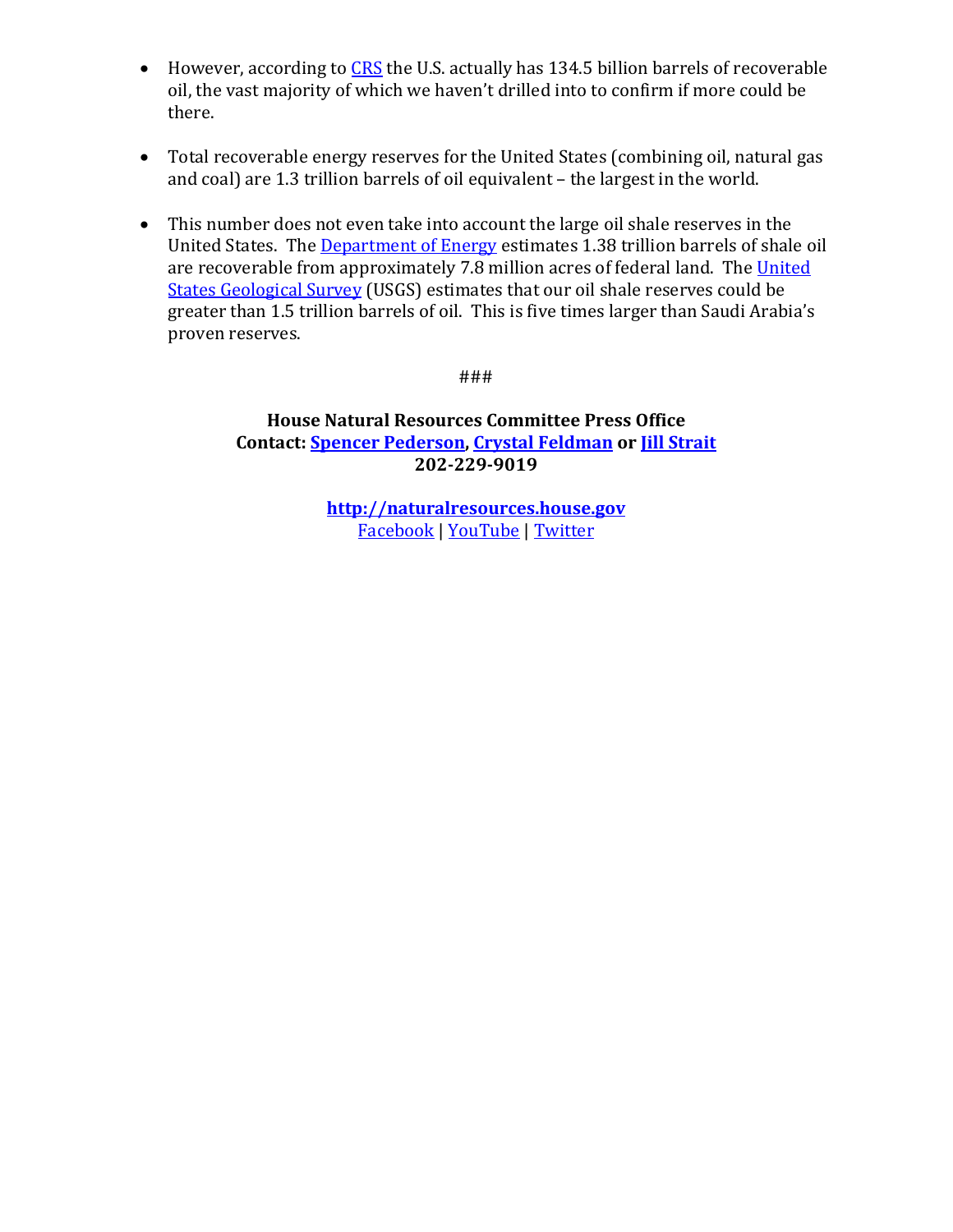- However, according to CRS the U.S. actually has 134.5 billion barrels of recoverable oil, the vast majority of which we haven't drilled into to confirm if more could be there.

- Total recoverable energy reserves for the United States (combining oil, natural gas and coal) are 1.3 trillion barrels of oil equivalent – the largest in the world.

- This number does not even take into account the large oil shale reserves in the United States. The Department of Energy estimates 1.38 trillion barrels of shale oil are recoverable from approximately 7.8 million acres of federal land. The United States Geological Survey (USGS) estimates that our oil shale reserves could be greater than 1.5 trillion barrels of oil. This is five times larger than Saudi Arabia's proven reserves.

###

**House Natural Resources Committee Press Office**
**Contact: Spencer Pederson, Crystal Feldman or Jill Strait**
**202-229-9019**

**http://naturalresources.house.gov**
Facebook | YouTube | Twitter